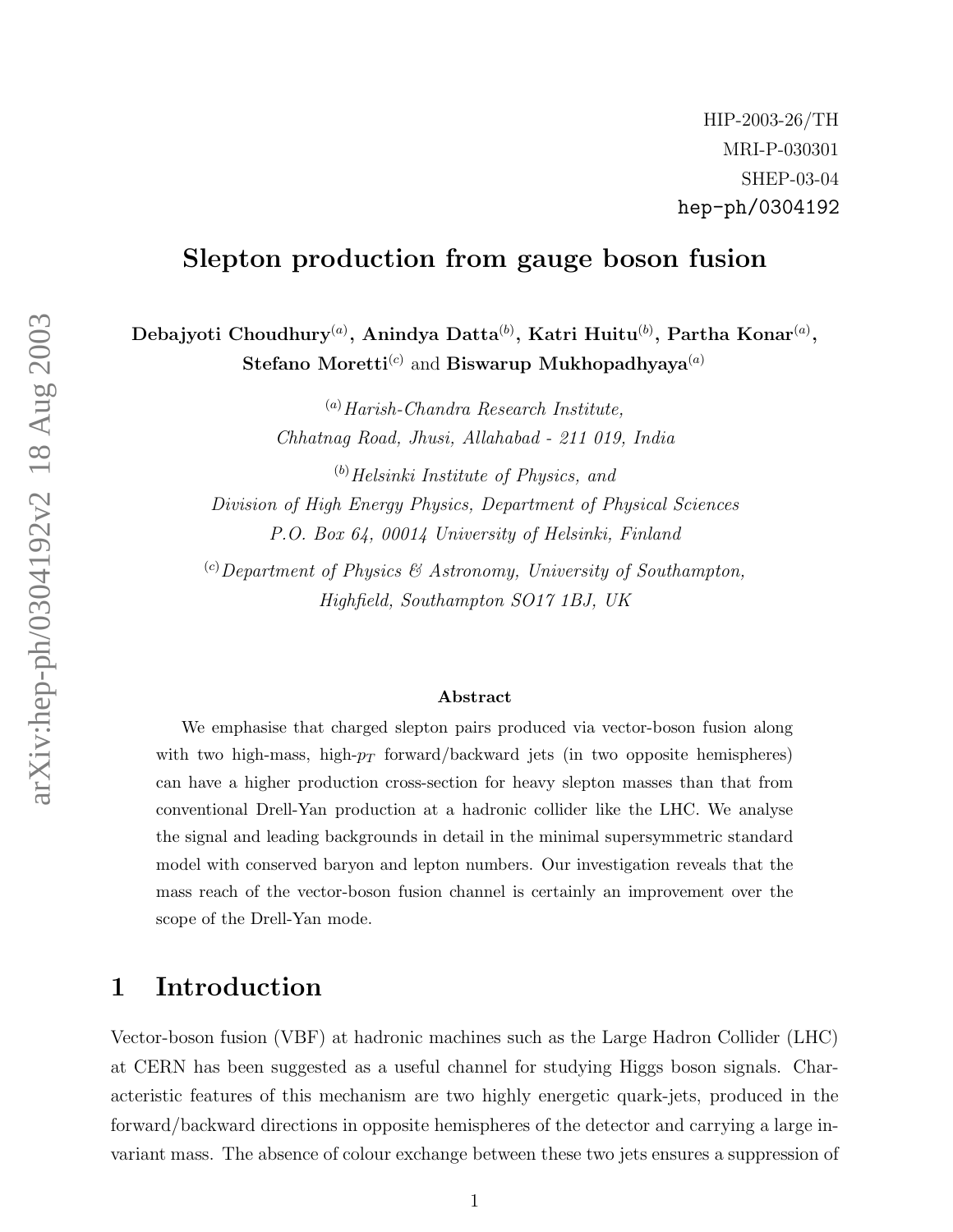HIP-2003-26/TH
MRI-P-030301
SHEP-03-04
hep-ph/0304192

# Slepton production from gauge boson fusion

**Debajyoti Choudhury**[a], **Anindya Datta**[b], **Katri Huitu**[b], **Partha Konar**[a], **Stefano Moretti**[c] and **Biswarup Mukhopadhyaya**[a]

[a] *Harish-Chandra Research Institute, Chhatnag Road, Jhusi, Allahabad - 211 019, India*

[b] *Helsinki Institute of Physics, and Division of High Energy Physics, Department of Physical Sciences P.O. Box 64, 00014 University of Helsinki, Finland*

[c] *Department of Physics & Astronomy, University of Southampton, Highfield, Southampton SO17 1BJ, UK*

### Abstract

We emphasise that charged slepton pairs produced via vector-boson fusion along with two high-mass, high-$p_T$ forward/backward jets (in two opposite hemispheres) can have a higher production cross-section for heavy slepton masses than that from conventional Drell-Yan production at a hadronic collider like the LHC. We analyse the signal and leading backgrounds in detail in the minimal supersymmetric standard model with conserved baryon and lepton numbers. Our investigation reveals that the mass reach of the vector-boson fusion channel is certainly an improvement over the scope of the Drell-Yan mode.

## 1 Introduction

Vector-boson fusion (VBF) at hadronic machines such as the Large Hadron Collider (LHC) at CERN has been suggested as a useful channel for studying Higgs boson signals. Characteristic features of this mechanism are two highly energetic quark-jets, produced in the forward/backward directions in opposite hemispheres of the detector and carrying a large invariant mass. The absence of colour exchange between these two jets ensures a suppression of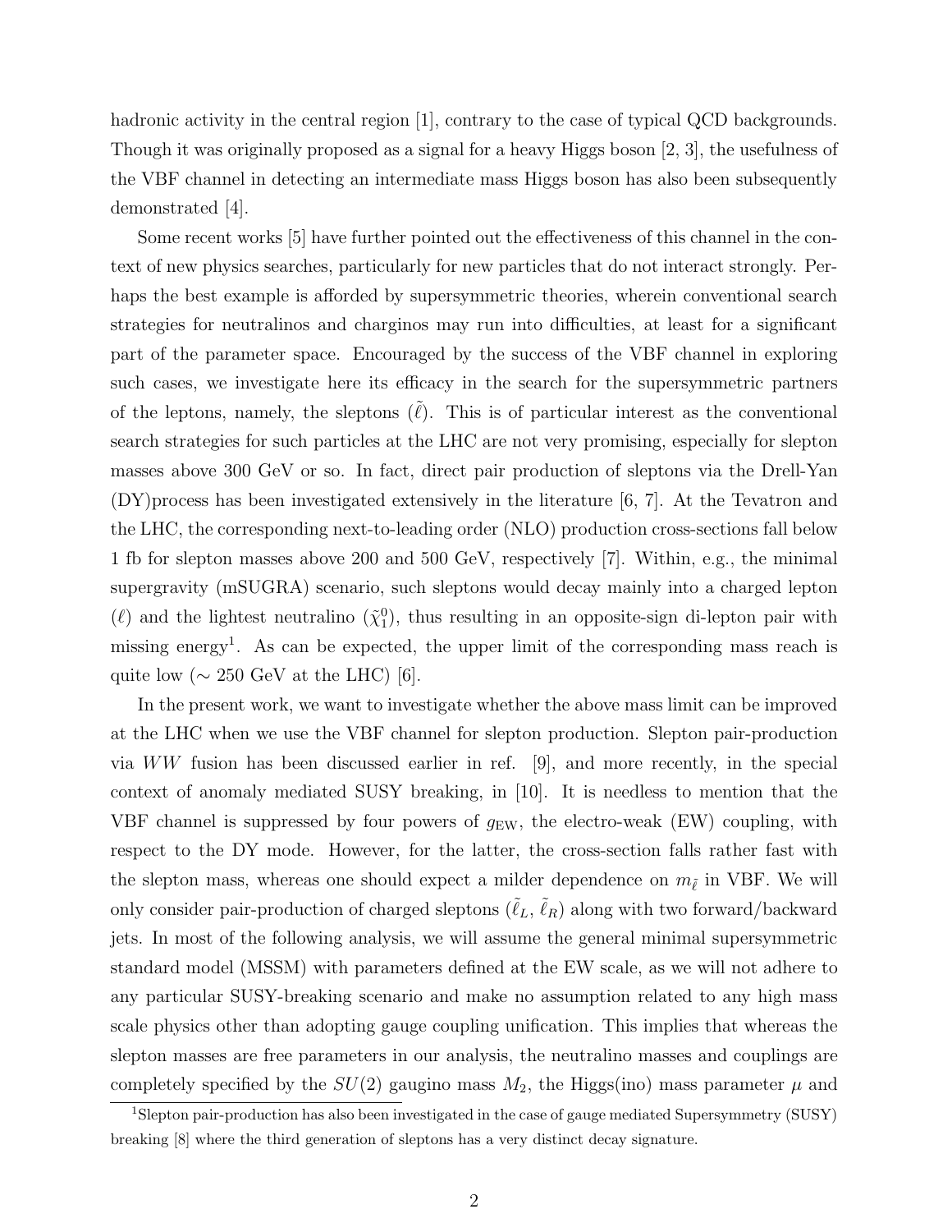hadronic activity in the central region [1], contrary to the case of typical QCD backgrounds. Though it was originally proposed as a signal for a heavy Higgs boson [2, 3], the usefulness of the VBF channel in detecting an intermediate mass Higgs boson has also been subsequently demonstrated [4].

Some recent works [5] have further pointed out the effectiveness of this channel in the context of new physics searches, particularly for new particles that do not interact strongly. Perhaps the best example is afforded by supersymmetric theories, wherein conventional search strategies for neutralinos and charginos may run into difficulties, at least for a significant part of the parameter space. Encouraged by the success of the VBF channel in exploring such cases, we investigate here its efficacy in the search for the supersymmetric partners of the leptons, namely, the sleptons ($\tilde{\ell}$). This is of particular interest as the conventional search strategies for such particles at the LHC are not very promising, especially for slepton masses above 300 GeV or so. In fact, direct pair production of sleptons via the Drell-Yan (DY)process has been investigated extensively in the literature [6, 7]. At the Tevatron and the LHC, the corresponding next-to-leading order (NLO) production cross-sections fall below 1 fb for slepton masses above 200 and 500 GeV, respectively [7]. Within, e.g., the minimal supergravity (mSUGRA) scenario, such sleptons would decay mainly into a charged lepton ($\ell$) and the lightest neutralino ($\tilde{\chi}_1^0$), thus resulting in an opposite-sign di-lepton pair with missing energy[1]. As can be expected, the upper limit of the corresponding mass reach is quite low ($\sim$ 250 GeV at the LHC) [6].

In the present work, we want to investigate whether the above mass limit can be improved at the LHC when we use the VBF channel for slepton production. Slepton pair-production via $WW$ fusion has been discussed earlier in ref. [9], and more recently, in the special context of anomaly mediated SUSY breaking, in [10]. It is needless to mention that the VBF channel is suppressed by four powers of $g_{\rm EW}$, the electro-weak (EW) coupling, with respect to the DY mode. However, for the latter, the cross-section falls rather fast with the slepton mass, whereas one should expect a milder dependence on $m_{\tilde{\ell}}$ in VBF. We will only consider pair-production of charged sleptons ($\tilde{\ell}_L$, $\tilde{\ell}_R$) along with two forward/backward jets. In most of the following analysis, we will assume the general minimal supersymmetric standard model (MSSM) with parameters defined at the EW scale, as we will not adhere to any particular SUSY-breaking scenario and make no assumption related to any high mass scale physics other than adopting gauge coupling unification. This implies that whereas the slepton masses are free parameters in our analysis, the neutralino masses and couplings are completely specified by the $SU(2)$ gaugino mass $M_2$, the Higgs(ino) mass parameter $\mu$ and

[1] Slepton pair-production has also been investigated in the case of gauge mediated Supersymmetry (SUSY) breaking [8] where the third generation of sleptons has a very distinct decay signature.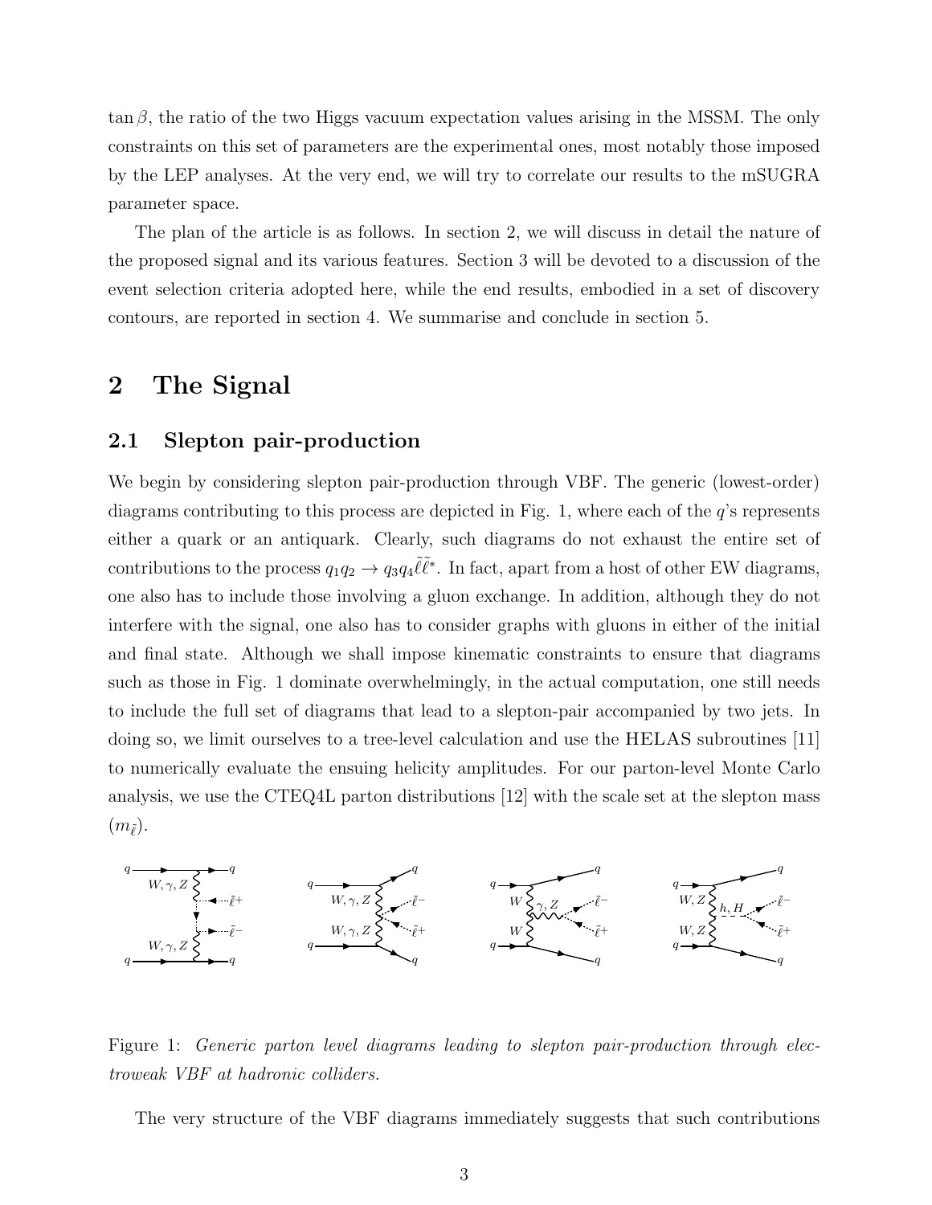$\tan\beta$, the ratio of the two Higgs vacuum expectation values arising in the MSSM. The only constraints on this set of parameters are the experimental ones, most notably those imposed by the LEP analyses. At the very end, we will try to correlate our results to the mSUGRA parameter space.

The plan of the article is as follows. In section 2, we will discuss in detail the nature of the proposed signal and its various features. Section 3 will be devoted to a discussion of the event selection criteria adopted here, while the end results, embodied in a set of discovery contours, are reported in section 4. We summarise and conclude in section 5.

# 2 The Signal

## 2.1 Slepton pair-production

We begin by considering slepton pair-production through VBF. The generic (lowest-order) diagrams contributing to this process are depicted in Fig. 1, where each of the $q$'s represents either a quark or an antiquark. Clearly, such diagrams do not exhaust the entire set of contributions to the process $q_1 q_2 \to q_3 q_4 \tilde{\ell}\tilde{\ell}^*$. In fact, apart from a host of other EW diagrams, one also has to include those involving a gluon exchange. In addition, although they do not interfere with the signal, one also has to consider graphs with gluons in either of the initial and final state. Although we shall impose kinematic constraints to ensure that diagrams such as those in Fig. 1 dominate overwhelmingly, in the actual computation, one still needs to include the full set of diagrams that lead to a slepton-pair accompanied by two jets. In doing so, we limit ourselves to a tree-level calculation and use the HELAS subroutines [11] to numerically evaluate the ensuing helicity amplitudes. For our parton-level Monte Carlo analysis, we use the CTEQ4L parton distributions [12] with the scale set at the slepton mass ($m_{\tilde{\ell}}$).

Figure 1: *Generic parton level diagrams leading to slepton pair-production through electroweak VBF at hadronic colliders.*

The very structure of the VBF diagrams immediately suggests that such contributions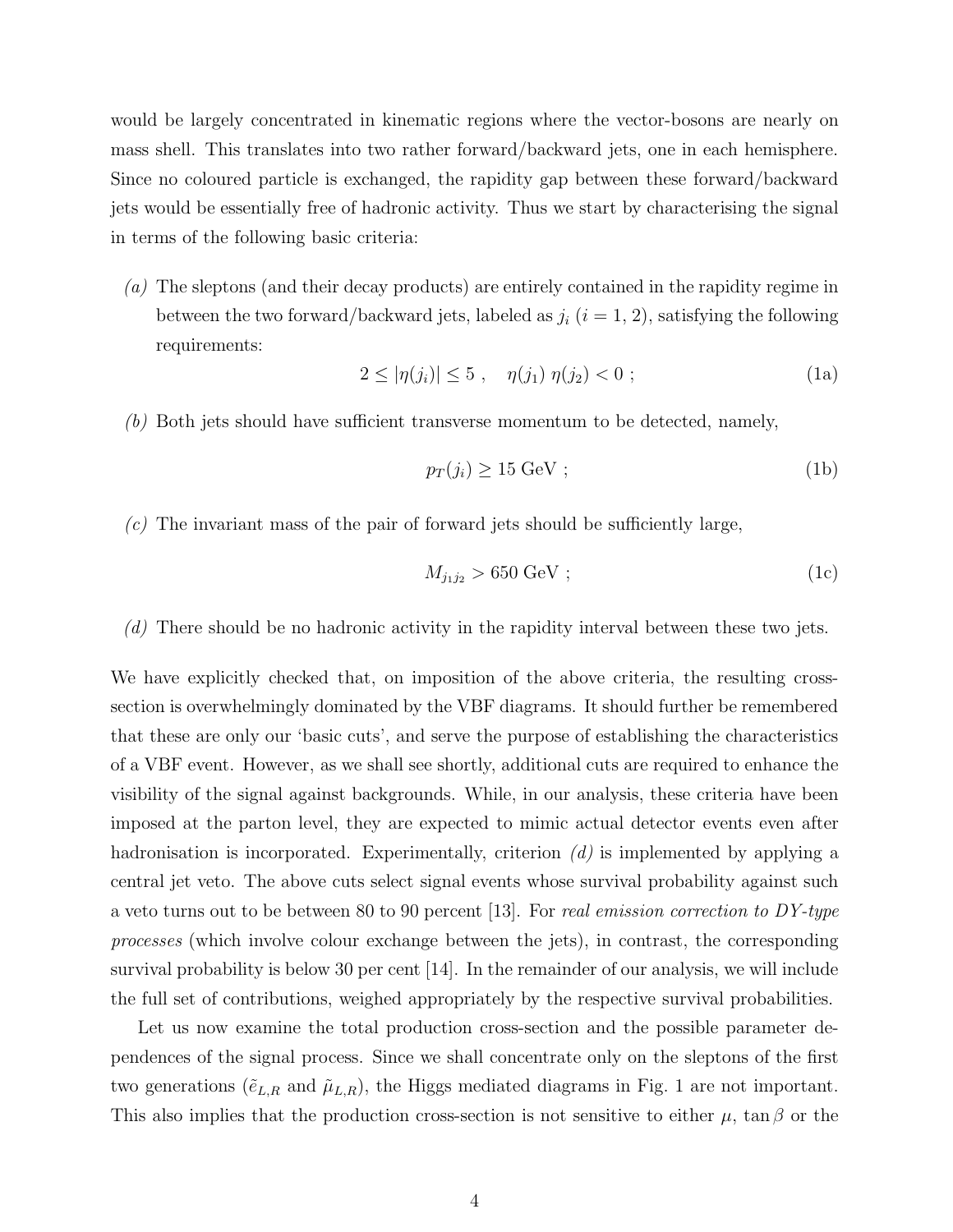would be largely concentrated in kinematic regions where the vector-bosons are nearly on mass shell. This translates into two rather forward/backward jets, one in each hemisphere. Since no coloured particle is exchanged, the rapidity gap between these forward/backward jets would be essentially free of hadronic activity. Thus we start by characterising the signal in terms of the following basic criteria:

*(a)* The sleptons (and their decay products) are entirely contained in the rapidity regime in between the two forward/backward jets, labeled as $j_i$ ($i = 1, 2$), satisfying the following requirements:

$$2 \leq |\eta(j_i)| \leq 5 \ , \quad \eta(j_1)\, \eta(j_2) < 0 \ ; \tag{1a}$$

*(b)* Both jets should have sufficient transverse momentum to be detected, namely,

$$p_T(j_i) \geq 15 \text{ GeV} \ ; \tag{1b}$$

*(c)* The invariant mass of the pair of forward jets should be sufficiently large,

$$M_{j_1 j_2} > 650 \text{ GeV} \ ; \tag{1c}$$

*(d)* There should be no hadronic activity in the rapidity interval between these two jets.

We have explicitly checked that, on imposition of the above criteria, the resulting cross-section is overwhelmingly dominated by the VBF diagrams. It should further be remembered that these are only our 'basic cuts', and serve the purpose of establishing the characteristics of a VBF event. However, as we shall see shortly, additional cuts are required to enhance the visibility of the signal against backgrounds. While, in our analysis, these criteria have been imposed at the parton level, they are expected to mimic actual detector events even after hadronisation is incorporated. Experimentally, criterion *(d)* is implemented by applying a central jet veto. The above cuts select signal events whose survival probability against such a veto turns out to be between 80 to 90 percent [13]. For *real emission correction to DY-type processes* (which involve colour exchange between the jets), in contrast, the corresponding survival probability is below 30 per cent [14]. In the remainder of our analysis, we will include the full set of contributions, weighed appropriately by the respective survival probabilities.

Let us now examine the total production cross-section and the possible parameter dependences of the signal process. Since we shall concentrate only on the sleptons of the first two generations ($\tilde{e}_{L,R}$ and $\tilde{\mu}_{L,R}$), the Higgs mediated diagrams in Fig. 1 are not important. This also implies that the production cross-section is not sensitive to either $\mu$, $\tan\beta$ or the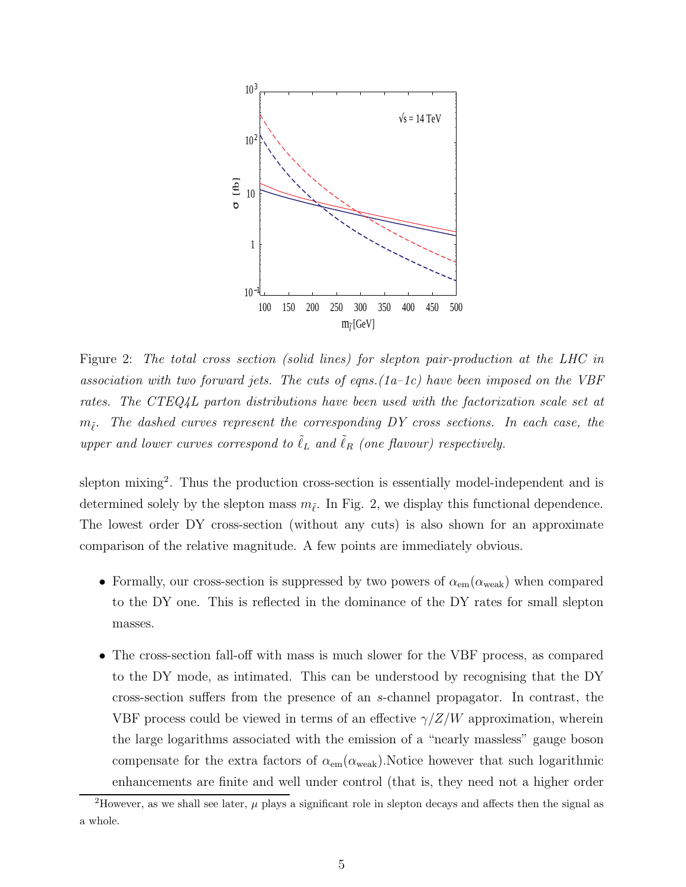Figure 2: *The total cross section (solid lines) for slepton pair-production at the LHC in association with two forward jets. The cuts of eqns.(1a–1c) have been imposed on the VBF rates. The CTEQ4L parton distributions have been used with the factorization scale set at $m_{\tilde{\ell}}$. The dashed curves represent the corresponding DY cross sections. In each case, the upper and lower curves correspond to $\tilde{\ell}_L$ and $\tilde{\ell}_R$ (one flavour) respectively.*

slepton mixing[2]. Thus the production cross-section is essentially model-independent and is determined solely by the slepton mass $m_{\tilde{\ell}}$. In Fig. 2, we display this functional dependence. The lowest order DY cross-section (without any cuts) is also shown for an approximate comparison of the relative magnitude. A few points are immediately obvious.

- Formally, our cross-section is suppressed by two powers of $\alpha_{\rm em}(\alpha_{\rm weak})$ when compared to the DY one. This is reflected in the dominance of the DY rates for small slepton masses.
- The cross-section fall-off with mass is much slower for the VBF process, as compared to the DY mode, as intimated. This can be understood by recognising that the DY cross-section suffers from the presence of an $s$-channel propagator. In contrast, the VBF process could be viewed in terms of an effective $\gamma/Z/W$ approximation, wherein the large logarithms associated with the emission of a "nearly massless" gauge boson compensate for the extra factors of $\alpha_{\rm em}(\alpha_{\rm weak})$.Notice however that such logarithmic enhancements are finite and well under control (that is, they need not a higher order

[2] However, as we shall see later, $\mu$ plays a significant role in slepton decays and affects then the signal as a whole.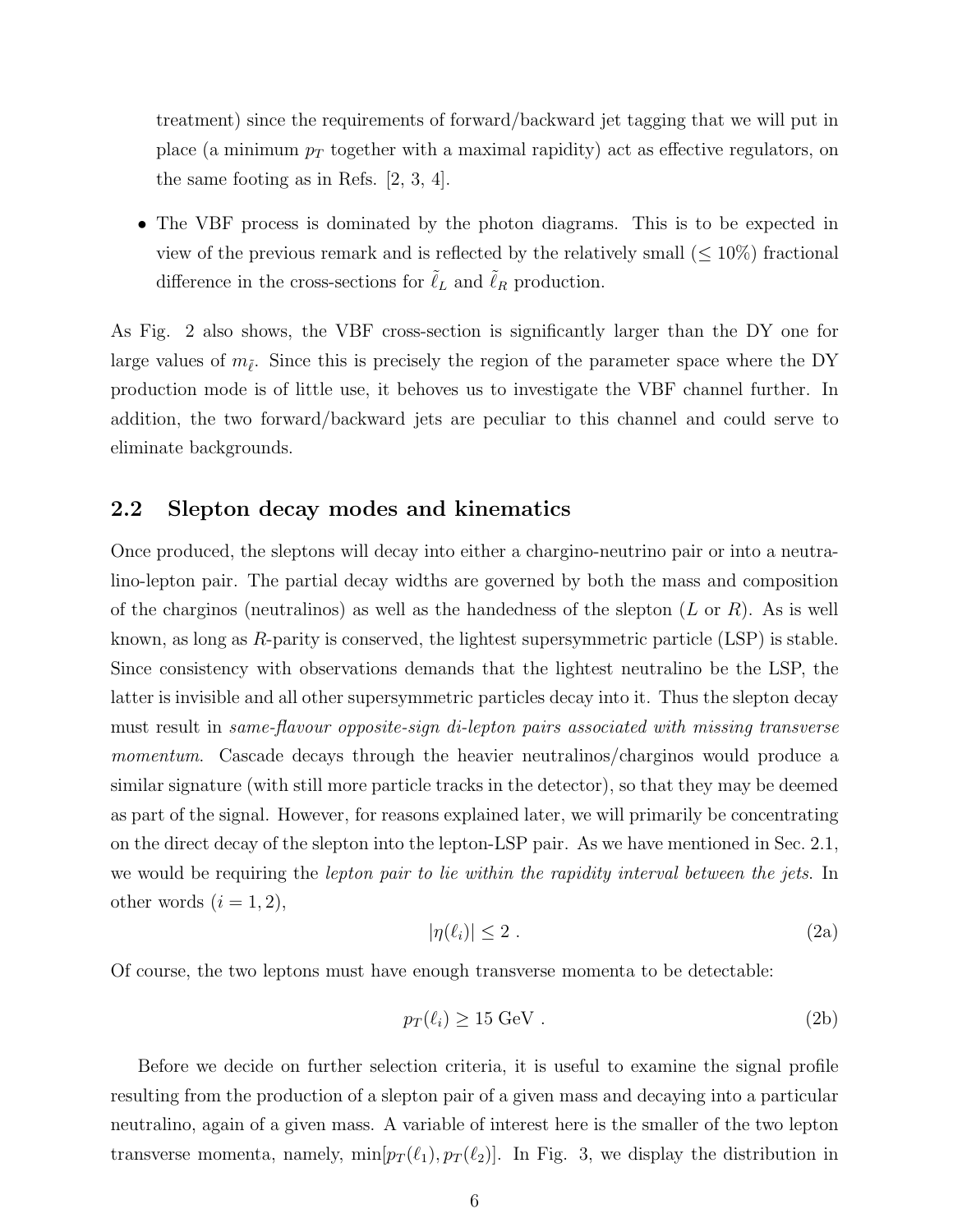treatment) since the requirements of forward/backward jet tagging that we will put in place (a minimum $p_T$ together with a maximal rapidity) act as effective regulators, on the same footing as in Refs. [2, 3, 4].

- The VBF process is dominated by the photon diagrams. This is to be expected in view of the previous remark and is reflected by the relatively small ($\leq 10\%$) fractional difference in the cross-sections for $\tilde{\ell}_L$ and $\tilde{\ell}_R$ production.

As Fig. 2 also shows, the VBF cross-section is significantly larger than the DY one for large values of $m_{\tilde{\ell}}$. Since this is precisely the region of the parameter space where the DY production mode is of little use, it behoves us to investigate the VBF channel further. In addition, the two forward/backward jets are peculiar to this channel and could serve to eliminate backgrounds.

## 2.2 Slepton decay modes and kinematics

Once produced, the sleptons will decay into either a chargino-neutrino pair or into a neutralino-lepton pair. The partial decay widths are governed by both the mass and composition of the charginos (neutralinos) as well as the handedness of the slepton ($L$ or $R$). As is well known, as long as $R$-parity is conserved, the lightest supersymmetric particle (LSP) is stable. Since consistency with observations demands that the lightest neutralino be the LSP, the latter is invisible and all other supersymmetric particles decay into it. Thus the slepton decay must result in *same-flavour opposite-sign di-lepton pairs associated with missing transverse momentum*. Cascade decays through the heavier neutralinos/charginos would produce a similar signature (with still more particle tracks in the detector), so that they may be deemed as part of the signal. However, for reasons explained later, we will primarily be concentrating on the direct decay of the slepton into the lepton-LSP pair. As we have mentioned in Sec. 2.1, we would be requiring the *lepton pair to lie within the rapidity interval between the jets*. In other words ($i = 1, 2$),

$$|\eta(\ell_i)| \leq 2 \ . \tag{2a}$$

Of course, the two leptons must have enough transverse momenta to be detectable:

$$p_T(\ell_i) \geq 15 \text{ GeV} \ . \tag{2b}$$

Before we decide on further selection criteria, it is useful to examine the signal profile resulting from the production of a slepton pair of a given mass and decaying into a particular neutralino, again of a given mass. A variable of interest here is the smaller of the two lepton transverse momenta, namely, $\min[p_T(\ell_1), p_T(\ell_2)]$. In Fig. 3, we display the distribution in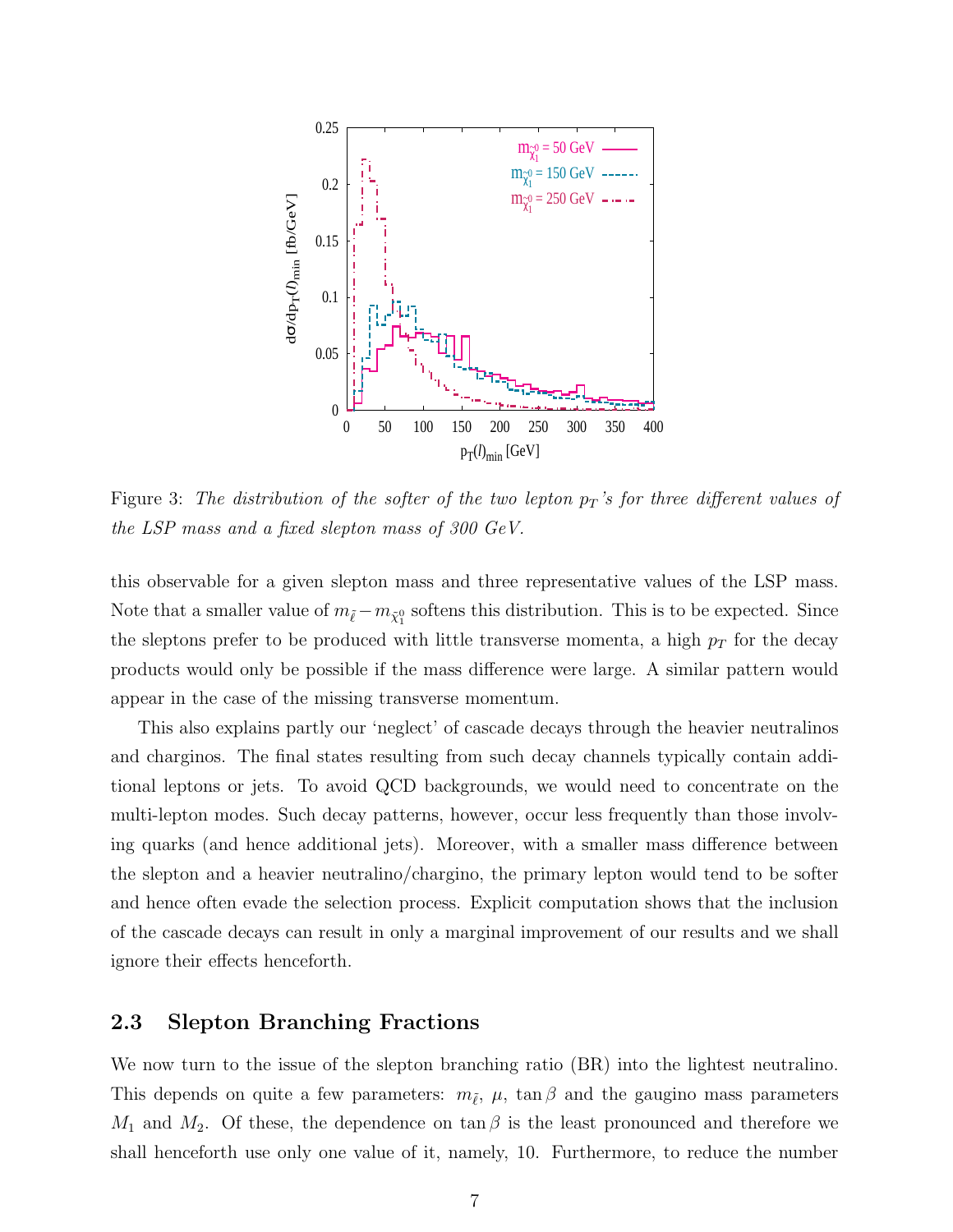Figure 3: *The distribution of the softer of the two lepton $p_T$'s for three different values of the LSP mass and a fixed slepton mass of 300 GeV.*

this observable for a given slepton mass and three representative values of the LSP mass. Note that a smaller value of $m_{\tilde{\ell}} - m_{\tilde{\chi}_1^0}$ softens this distribution. This is to be expected. Since the sleptons prefer to be produced with little transverse momenta, a high $p_T$ for the decay products would only be possible if the mass difference were large. A similar pattern would appear in the case of the missing transverse momentum.

This also explains partly our 'neglect' of cascade decays through the heavier neutralinos and charginos. The final states resulting from such decay channels typically contain additional leptons or jets. To avoid QCD backgrounds, we would need to concentrate on the multi-lepton modes. Such decay patterns, however, occur less frequently than those involving quarks (and hence additional jets). Moreover, with a smaller mass difference between the slepton and a heavier neutralino/chargino, the primary lepton would tend to be softer and hence often evade the selection process. Explicit computation shows that the inclusion of the cascade decays can result in only a marginal improvement of our results and we shall ignore their effects henceforth.

### 2.3 Slepton Branching Fractions

We now turn to the issue of the slepton branching ratio (BR) into the lightest neutralino. This depends on quite a few parameters: $m_{\tilde{\ell}}$, $\mu$, $\tan\beta$ and the gaugino mass parameters $M_1$ and $M_2$. Of these, the dependence on $\tan\beta$ is the least pronounced and therefore we shall henceforth use only one value of it, namely, 10. Furthermore, to reduce the number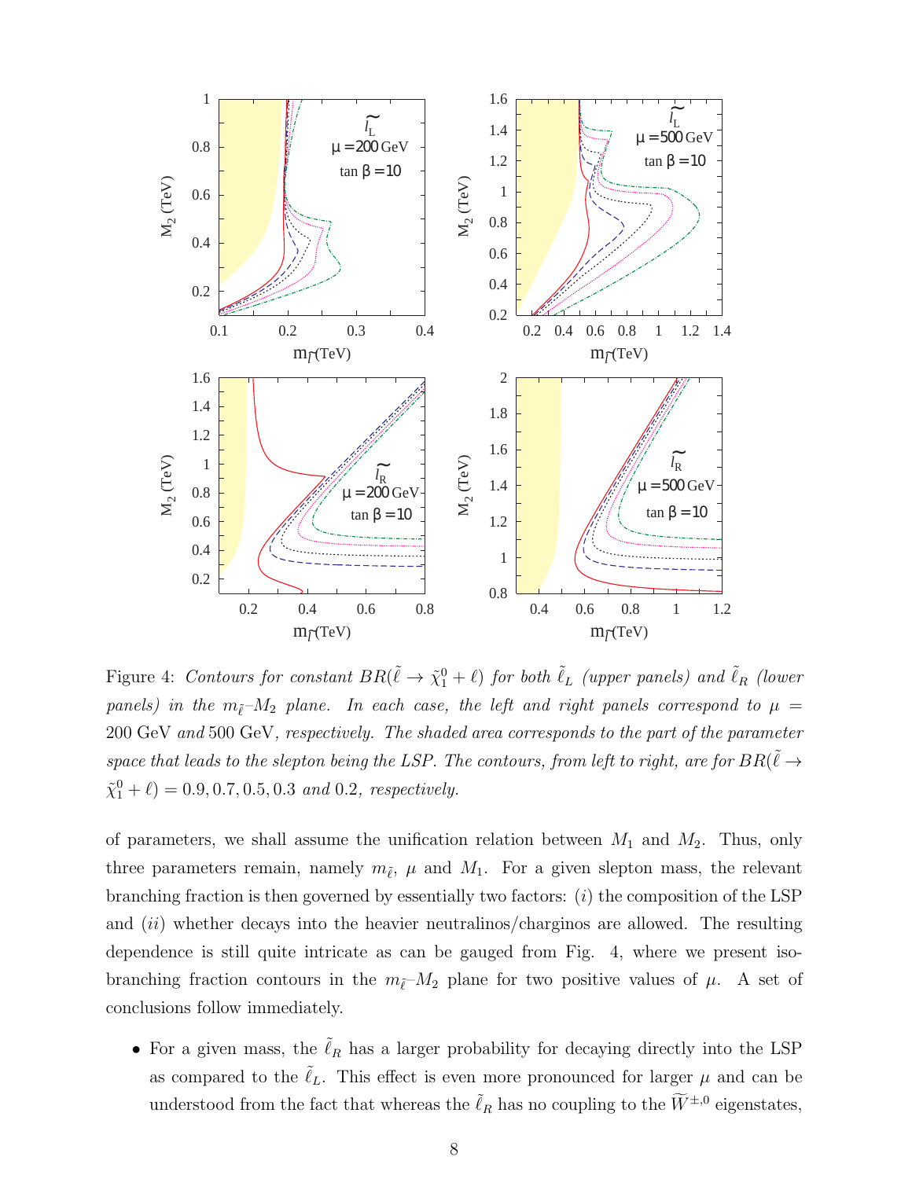Figure 4: *Contours for constant $BR(\tilde{\ell} \to \tilde{\chi}_1^0 + \ell)$ for both $\tilde{\ell}_L$ (upper panels) and $\tilde{\ell}_R$ (lower panels) in the $m_{\tilde{\ell}}$–$M_2$ plane. In each case, the left and right panels correspond to $\mu =$ 200 GeV and 500 GeV, respectively. The shaded area corresponds to the part of the parameter space that leads to the slepton being the LSP. The contours, from left to right, are for $BR(\tilde{\ell} \to \tilde{\chi}_1^0 + \ell) = 0.9, 0.7, 0.5, 0.3$ and $0.2$, respectively.*

of parameters, we shall assume the unification relation between $M_1$ and $M_2$. Thus, only three parameters remain, namely $m_{\tilde{\ell}}$, $\mu$ and $M_1$. For a given slepton mass, the relevant branching fraction is then governed by essentially two factors: ($i$) the composition of the LSP and ($ii$) whether decays into the heavier neutralinos/charginos are allowed. The resulting dependence is still quite intricate as can be gauged from Fig. 4, where we present iso-branching fraction contours in the $m_{\tilde{\ell}}$–$M_2$ plane for two positive values of $\mu$. A set of conclusions follow immediately.

- For a given mass, the $\tilde{\ell}_R$ has a larger probability for decaying directly into the LSP as compared to the $\tilde{\ell}_L$. This effect is even more pronounced for larger $\mu$ and can be understood from the fact that whereas the $\tilde{\ell}_R$ has no coupling to the $\widetilde{W}^{\pm,0}$ eigenstates,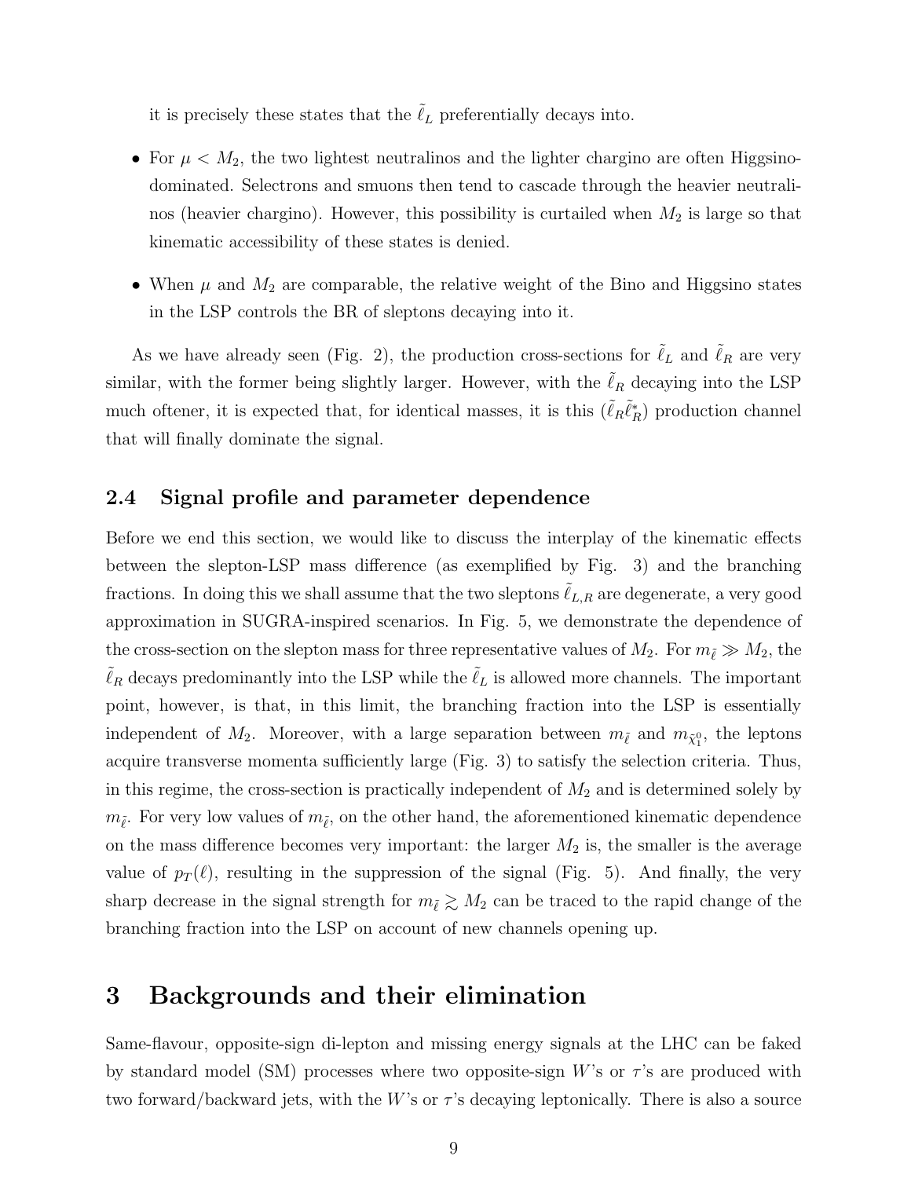it is precisely these states that the $\tilde{\ell}_L$ preferentially decays into.

- For $\mu < M_2$, the two lightest neutralinos and the lighter chargino are often Higgsino-dominated. Selectrons and smuons then tend to cascade through the heavier neutralinos (heavier chargino). However, this possibility is curtailed when $M_2$ is large so that kinematic accessibility of these states is denied.
- When $\mu$ and $M_2$ are comparable, the relative weight of the Bino and Higgsino states in the LSP controls the BR of sleptons decaying into it.

As we have already seen (Fig. 2), the production cross-sections for $\tilde{\ell}_L$ and $\tilde{\ell}_R$ are very similar, with the former being slightly larger. However, with the $\tilde{\ell}_R$ decaying into the LSP much oftener, it is expected that, for identical masses, it is this ($\tilde{\ell}_R \tilde{\ell}_R^*$) production channel that will finally dominate the signal.

### 2.4 Signal profile and parameter dependence

Before we end this section, we would like to discuss the interplay of the kinematic effects between the slepton-LSP mass difference (as exemplified by Fig. 3) and the branching fractions. In doing this we shall assume that the two sleptons $\tilde{\ell}_{L,R}$ are degenerate, a very good approximation in SUGRA-inspired scenarios. In Fig. 5, we demonstrate the dependence of the cross-section on the slepton mass for three representative values of $M_2$. For $m_{\tilde{\ell}} \gg M_2$, the $\tilde{\ell}_R$ decays predominantly into the LSP while the $\tilde{\ell}_L$ is allowed more channels. The important point, however, is that, in this limit, the branching fraction into the LSP is essentially independent of $M_2$. Moreover, with a large separation between $m_{\tilde{\ell}}$ and $m_{\tilde{\chi}_1^0}$, the leptons acquire transverse momenta sufficiently large (Fig. 3) to satisfy the selection criteria. Thus, in this regime, the cross-section is practically independent of $M_2$ and is determined solely by $m_{\tilde{\ell}}$. For very low values of $m_{\tilde{\ell}}$, on the other hand, the aforementioned kinematic dependence on the mass difference becomes very important: the larger $M_2$ is, the smaller is the average value of $p_T(\ell)$, resulting in the suppression of the signal (Fig. 5). And finally, the very sharp decrease in the signal strength for $m_{\tilde{\ell}} \gtrsim M_2$ can be traced to the rapid change of the branching fraction into the LSP on account of new channels opening up.

## 3 Backgrounds and their elimination

Same-flavour, opposite-sign di-lepton and missing energy signals at the LHC can be faked by standard model (SM) processes where two opposite-sign $W$'s or $\tau$'s are produced with two forward/backward jets, with the $W$'s or $\tau$'s decaying leptonically. There is also a source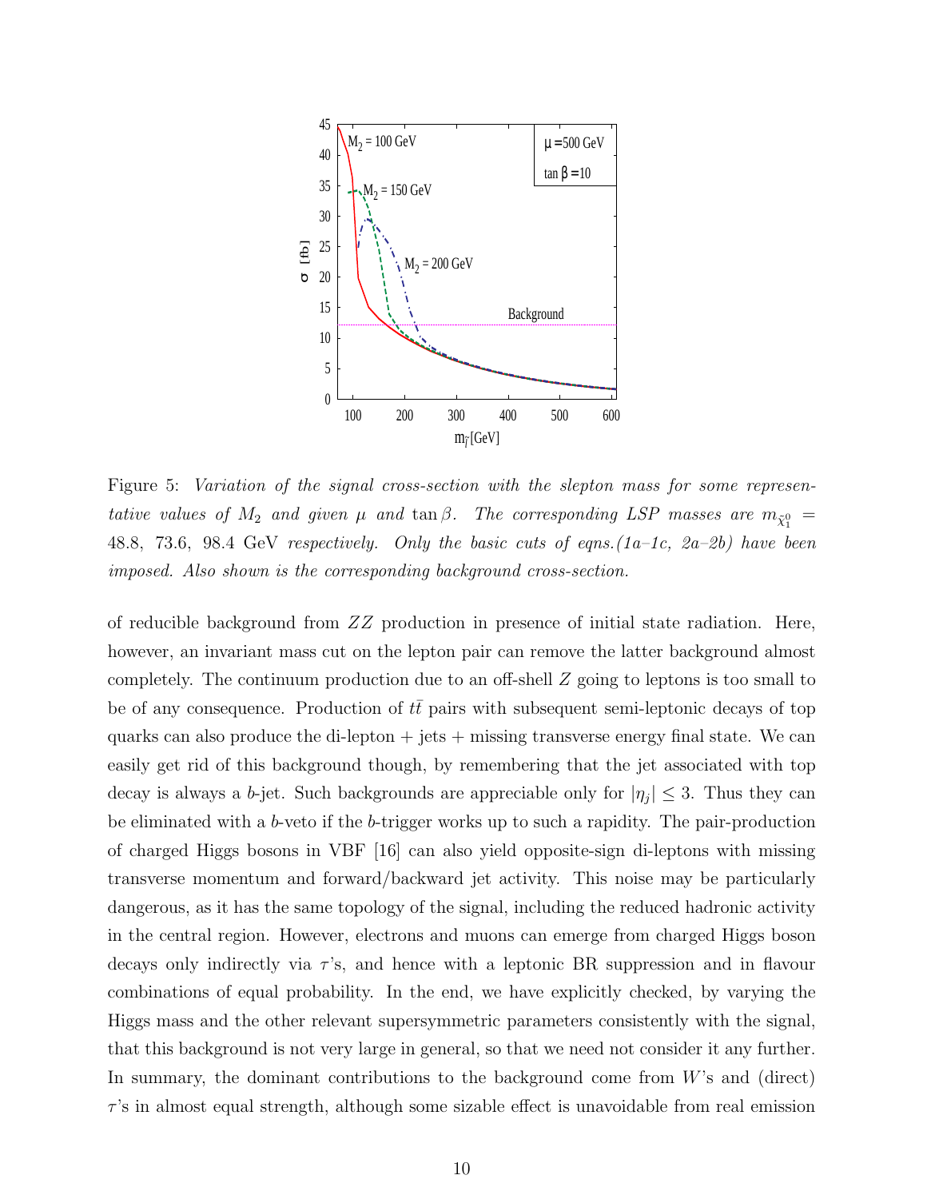Figure 5: *Variation of the signal cross-section with the slepton mass for some representative values of* $M_2$ *and given* $\mu$ *and* $\tan\beta$*. The corresponding LSP masses are* $m_{\tilde{\chi}_1^0}$ = 48.8, 73.6, 98.4 GeV *respectively. Only the basic cuts of eqns.(1a–1c, 2a–2b) have been imposed. Also shown is the corresponding background cross-section.*

of reducible background from $ZZ$ production in presence of initial state radiation. Here, however, an invariant mass cut on the lepton pair can remove the latter background almost completely. The continuum production due to an off-shell $Z$ going to leptons is too small to be of any consequence. Production of $t\bar{t}$ pairs with subsequent semi-leptonic decays of top quarks can also produce the di-lepton + jets + missing transverse energy final state. We can easily get rid of this background though, by remembering that the jet associated with top decay is always a $b$-jet. Such backgrounds are appreciable only for $|\eta_j| \leq 3$. Thus they can be eliminated with a $b$-veto if the $b$-trigger works up to such a rapidity. The pair-production of charged Higgs bosons in VBF [16] can also yield opposite-sign di-leptons with missing transverse momentum and forward/backward jet activity. This noise may be particularly dangerous, as it has the same topology of the signal, including the reduced hadronic activity in the central region. However, electrons and muons can emerge from charged Higgs boson decays only indirectly via $\tau$'s, and hence with a leptonic BR suppression and in flavour combinations of equal probability. In the end, we have explicitly checked, by varying the Higgs mass and the other relevant supersymmetric parameters consistently with the signal, that this background is not very large in general, so that we need not consider it any further. In summary, the dominant contributions to the background come from $W$'s and (direct) $\tau$'s in almost equal strength, although some sizable effect is unavoidable from real emission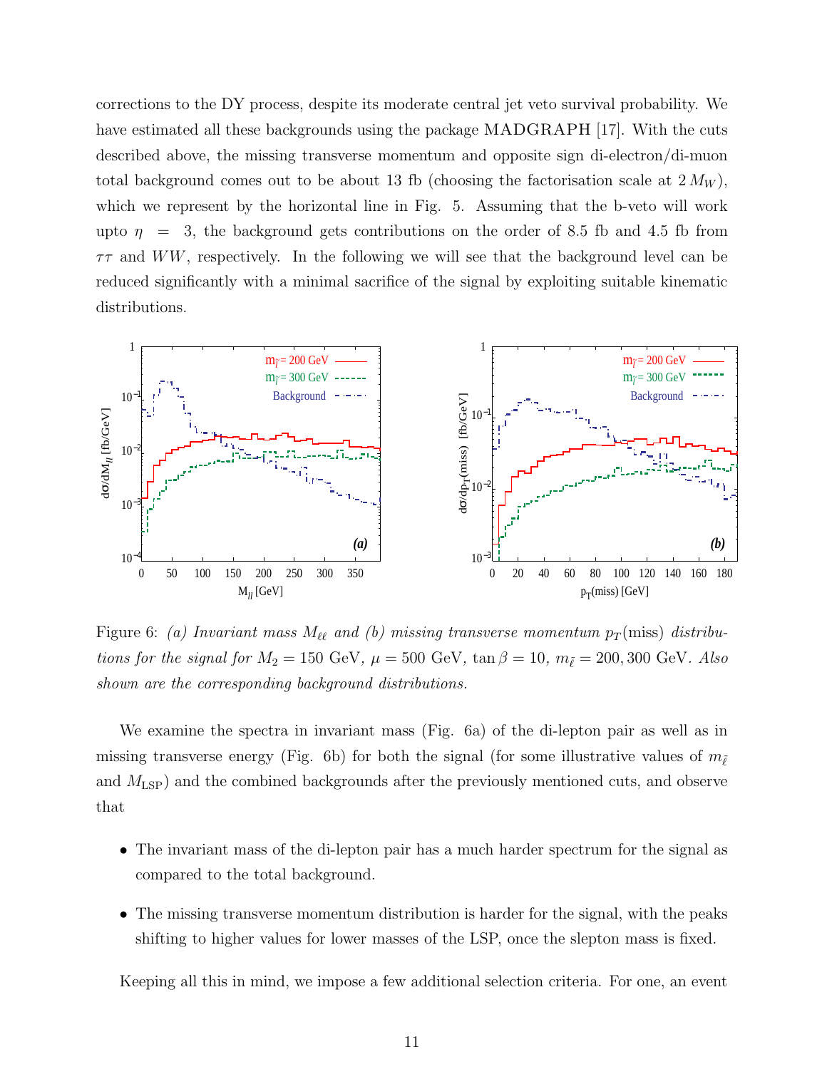corrections to the DY process, despite its moderate central jet veto survival probability. We have estimated all these backgrounds using the package MADGRAPH [17]. With the cuts described above, the missing transverse momentum and opposite sign di-electron/di-muon total background comes out to be about 13 fb (choosing the factorisation scale at $2\,M_W$), which we represent by the horizontal line in Fig. 5. Assuming that the b-veto will work upto $\eta = 3$, the background gets contributions on the order of 8.5 fb and 4.5 fb from $\tau\tau$ and $WW$, respectively. In the following we will see that the background level can be reduced significantly with a minimal sacrifice of the signal by exploiting suitable kinematic distributions.

Figure 6: *(a) Invariant mass $M_{\ell\ell}$ and (b) missing transverse momentum $p_T$(miss) distributions for the signal for $M_2 = 150$ GeV, $\mu = 500$ GeV, $\tan\beta = 10$, $m_{\tilde{\ell}} = 200, 300$ GeV. Also shown are the corresponding background distributions.*

We examine the spectra in invariant mass (Fig. 6a) of the di-lepton pair as well as in missing transverse energy (Fig. 6b) for both the signal (for some illustrative values of $m_{\tilde{\ell}}$ and $M_{\rm LSP}$) and the combined backgrounds after the previously mentioned cuts, and observe that

- The invariant mass of the di-lepton pair has a much harder spectrum for the signal as compared to the total background.
- The missing transverse momentum distribution is harder for the signal, with the peaks shifting to higher values for lower masses of the LSP, once the slepton mass is fixed.

Keeping all this in mind, we impose a few additional selection criteria. For one, an event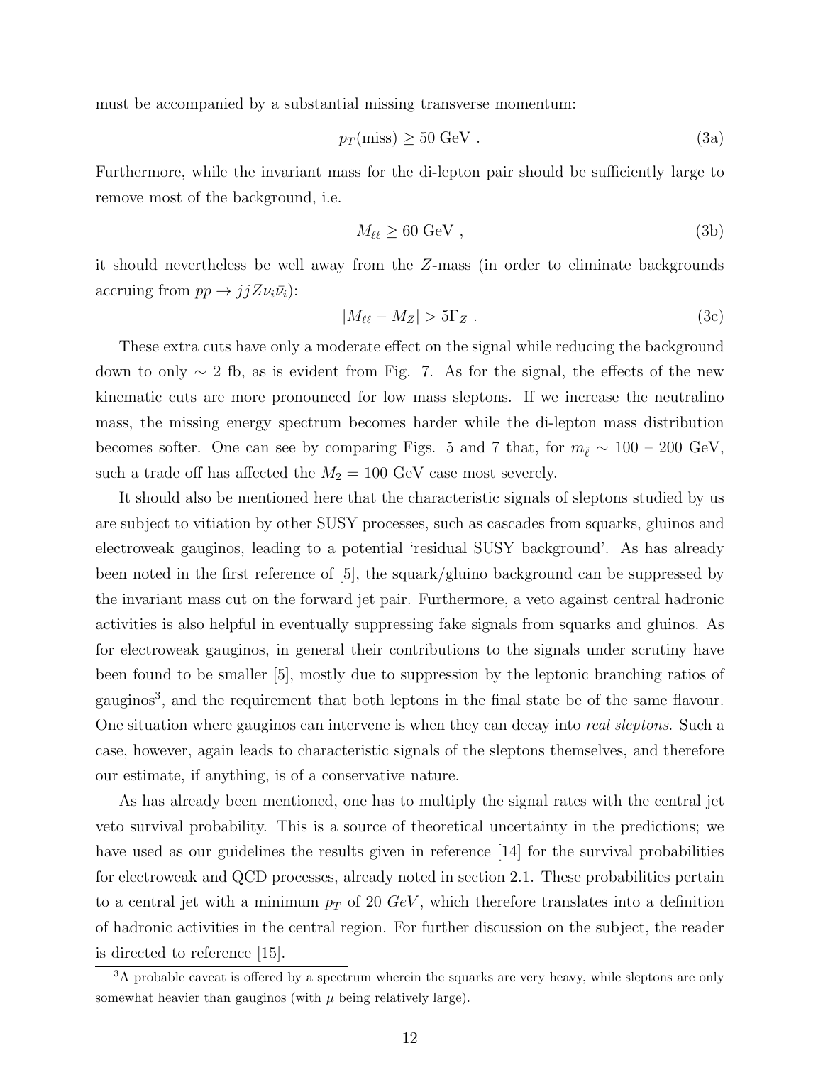must be accompanied by a substantial missing transverse momentum:

$$p_T(\text{miss}) \geq 50 \text{ GeV} . \tag{3a}$$

Furthermore, while the invariant mass for the di-lepton pair should be sufficiently large to remove most of the background, i.e.

$$M_{\ell\ell} \geq 60 \text{ GeV} , \tag{3b}$$

it should nevertheless be well away from the $Z$-mass (in order to eliminate backgrounds accruing from $pp \to jjZ\nu_i\bar{\nu}_i$):

$$|M_{\ell\ell} - M_Z| > 5\Gamma_Z . \tag{3c}$$

These extra cuts have only a moderate effect on the signal while reducing the background down to only $\sim 2$ fb, as is evident from Fig. 7. As for the signal, the effects of the new kinematic cuts are more pronounced for low mass sleptons. If we increase the neutralino mass, the missing energy spectrum becomes harder while the di-lepton mass distribution becomes softer. One can see by comparing Figs. 5 and 7 that, for $m_{\tilde{\ell}} \sim 100$ – $200$ GeV, such a trade off has affected the $M_2 = 100$ GeV case most severely.

It should also be mentioned here that the characteristic signals of sleptons studied by us are subject to vitiation by other SUSY processes, such as cascades from squarks, gluinos and electroweak gauginos, leading to a potential 'residual SUSY background'. As has already been noted in the first reference of [5], the squark/gluino background can be suppressed by the invariant mass cut on the forward jet pair. Furthermore, a veto against central hadronic activities is also helpful in eventually suppressing fake signals from squarks and gluinos. As for electroweak gauginos, in general their contributions to the signals under scrutiny have been found to be smaller [5], mostly due to suppression by the leptonic branching ratios of gauginos[3], and the requirement that both leptons in the final state be of the same flavour. One situation where gauginos can intervene is when they can decay into *real sleptons*. Such a case, however, again leads to characteristic signals of the sleptons themselves, and therefore our estimate, if anything, is of a conservative nature.

As has already been mentioned, one has to multiply the signal rates with the central jet veto survival probability. This is a source of theoretical uncertainty in the predictions; we have used as our guidelines the results given in reference [14] for the survival probabilities for electroweak and QCD processes, already noted in section 2.1. These probabilities pertain to a central jet with a minimum $p_T$ of 20 $GeV$, which therefore translates into a definition of hadronic activities in the central region. For further discussion on the subject, the reader is directed to reference [15].

[3]A probable caveat is offered by a spectrum wherein the squarks are very heavy, while sleptons are only somewhat heavier than gauginos (with $\mu$ being relatively large).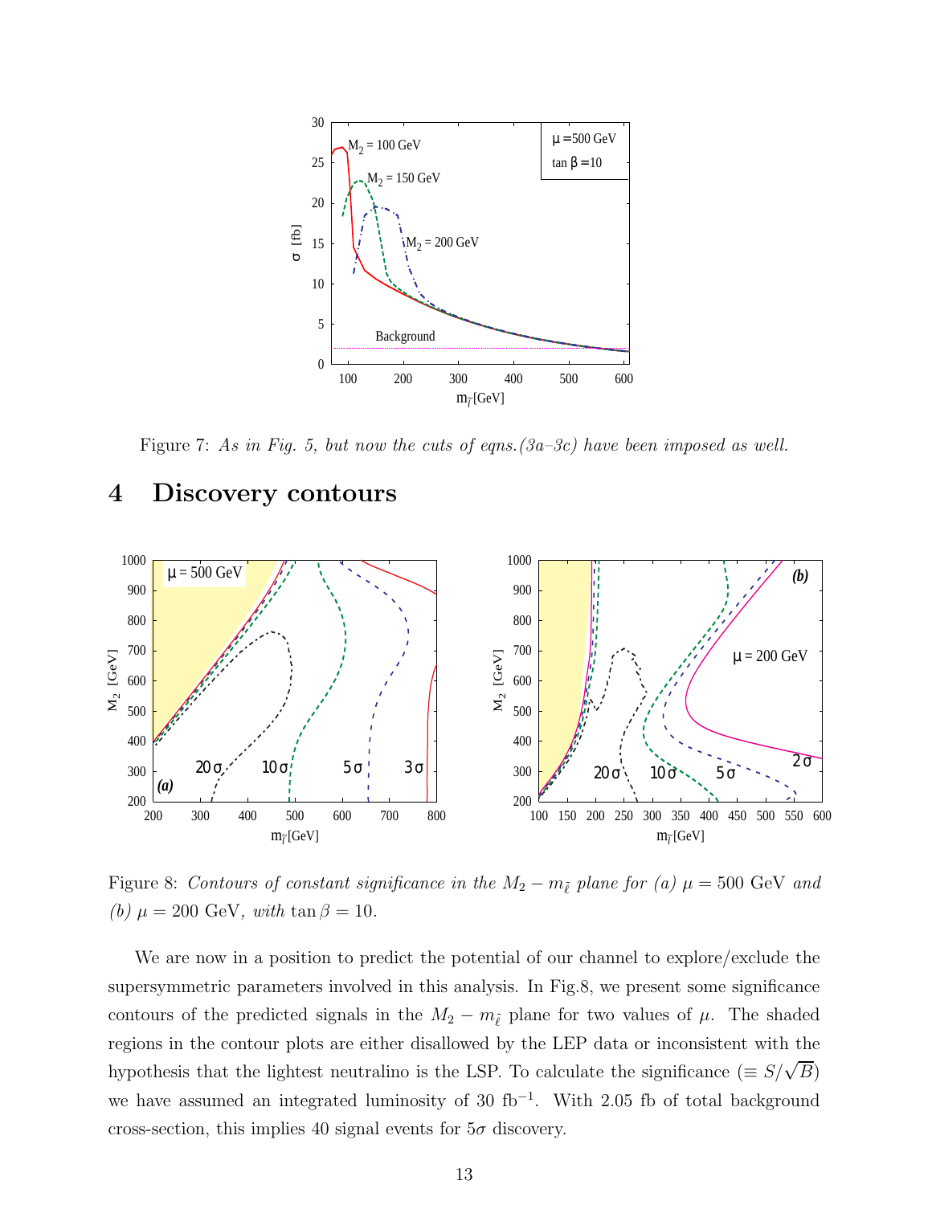Figure 7: *As in Fig. 5, but now the cuts of eqns.(3a–3c) have been imposed as well.*

# 4 Discovery contours

Figure 8: *Contours of constant significance in the* $M_2 - m_{\tilde{\ell}}$ *plane for (a)* $\mu = 500$ GeV *and (b)* $\mu = 200$ GeV*, with* $\tan\beta = 10$.

We are now in a position to predict the potential of our channel to explore/exclude the supersymmetric parameters involved in this analysis. In Fig.8, we present some significance contours of the predicted signals in the $M_2 - m_{\tilde{\ell}}$ plane for two values of $\mu$. The shaded regions in the contour plots are either disallowed by the LEP data or inconsistent with the hypothesis that the lightest neutralino is the LSP. To calculate the significance ($\equiv S/\sqrt{B}$) we have assumed an integrated luminosity of 30 fb$^{-1}$. With 2.05 fb of total background cross-section, this implies 40 signal events for $5\sigma$ discovery.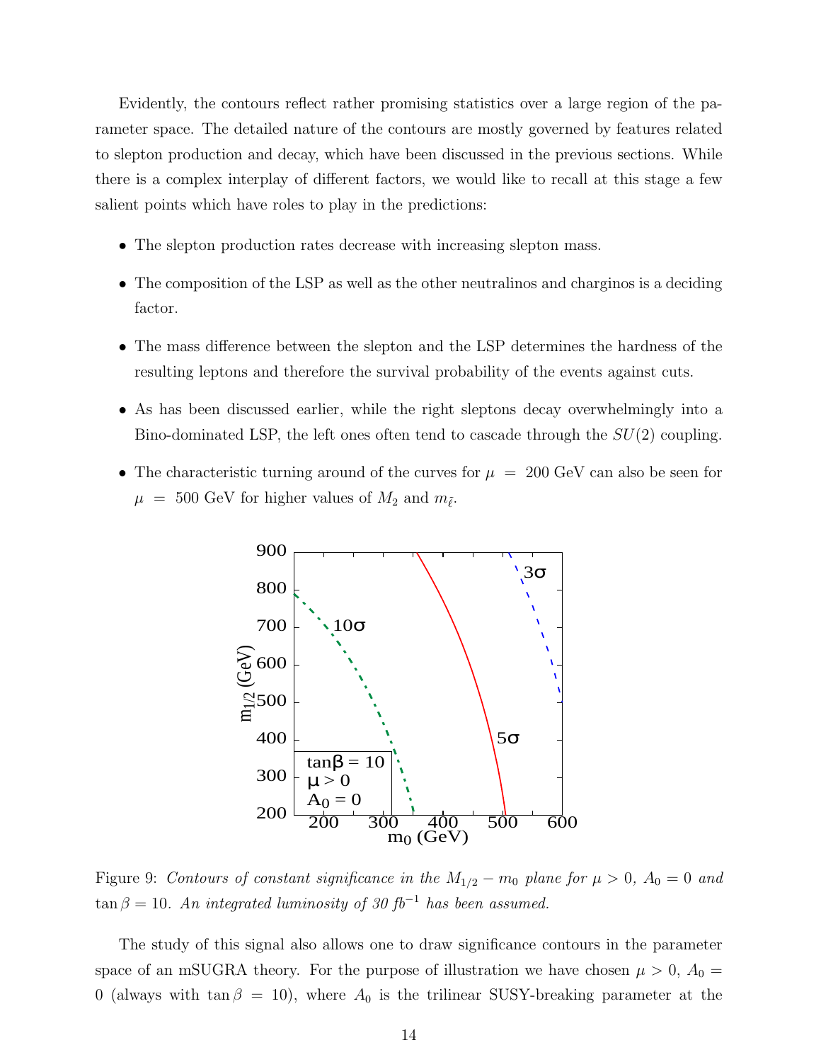Evidently, the contours reflect rather promising statistics over a large region of the parameter space. The detailed nature of the contours are mostly governed by features related to slepton production and decay, which have been discussed in the previous sections. While there is a complex interplay of different factors, we would like to recall at this stage a few salient points which have roles to play in the predictions:

- The slepton production rates decrease with increasing slepton mass.
- The composition of the LSP as well as the other neutralinos and charginos is a deciding factor.
- The mass difference between the slepton and the LSP determines the hardness of the resulting leptons and therefore the survival probability of the events against cuts.
- As has been discussed earlier, while the right sleptons decay overwhelmingly into a Bino-dominated LSP, the left ones often tend to cascade through the $SU(2)$ coupling.
- The characteristic turning around of the curves for $\mu = 200$ GeV can also be seen for $\mu = 500$ GeV for higher values of $M_2$ and $m_{\tilde{\ell}}$.

Figure 9: *Contours of constant significance in the $M_{1/2} - m_0$ plane for $\mu > 0$, $A_0 = 0$ and $\tan\beta = 10$. An integrated luminosity of 30 $fb^{-1}$ has been assumed.*

The study of this signal also allows one to draw significance contours in the parameter space of an mSUGRA theory. For the purpose of illustration we have chosen $\mu > 0$, $A_0 = 0$ (always with $\tan\beta = 10$), where $A_0$ is the trilinear SUSY-breaking parameter at the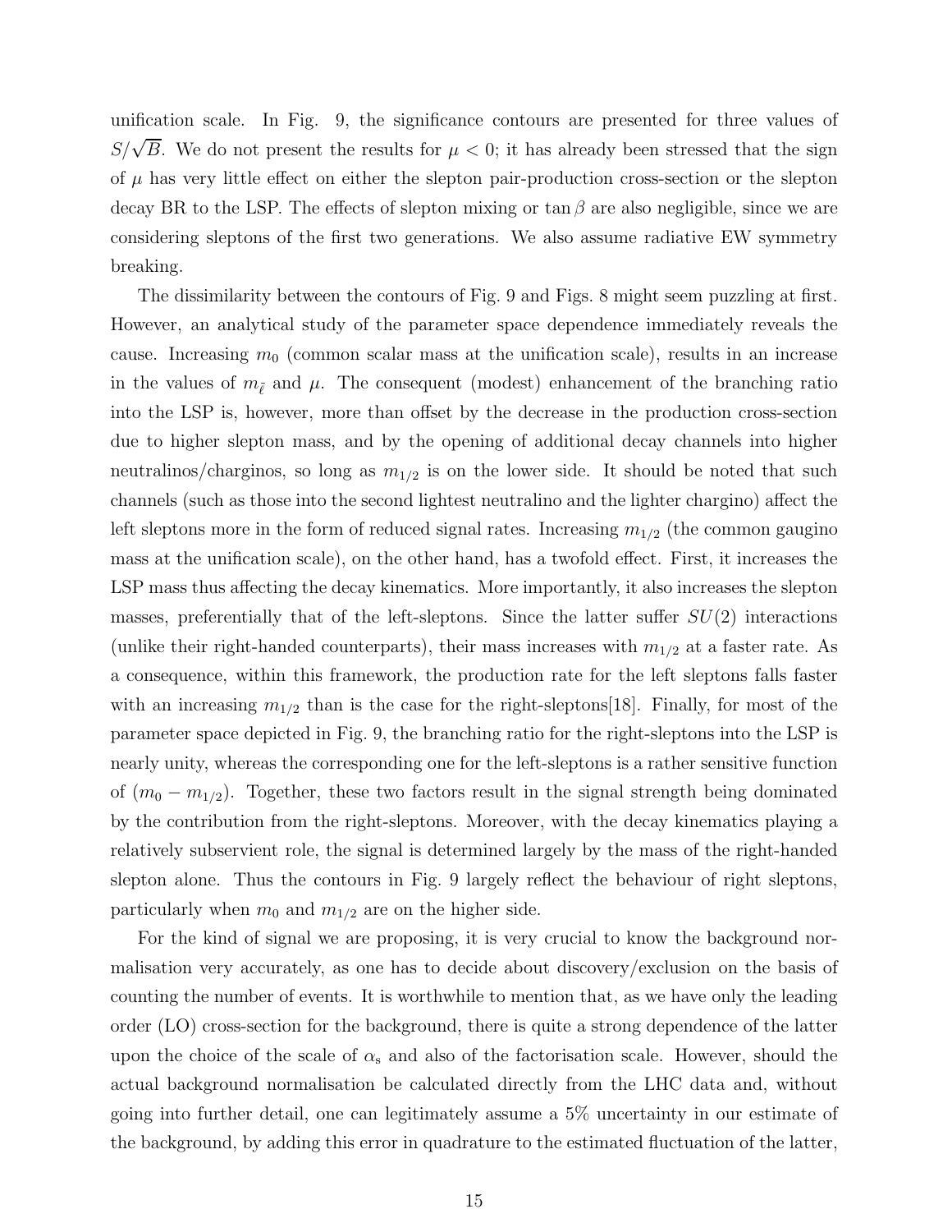unification scale. In Fig. 9, the significance contours are presented for three values of $S/\sqrt{B}$. We do not present the results for $\mu < 0$; it has already been stressed that the sign of $\mu$ has very little effect on either the slepton pair-production cross-section or the slepton decay BR to the LSP. The effects of slepton mixing or $\tan\beta$ are also negligible, since we are considering sleptons of the first two generations. We also assume radiative EW symmetry breaking.

The dissimilarity between the contours of Fig. 9 and Figs. 8 might seem puzzling at first. However, an analytical study of the parameter space dependence immediately reveals the cause. Increasing $m_0$ (common scalar mass at the unification scale), results in an increase in the values of $m_{\tilde{\ell}}$ and $\mu$. The consequent (modest) enhancement of the branching ratio into the LSP is, however, more than offset by the decrease in the production cross-section due to higher slepton mass, and by the opening of additional decay channels into higher neutralinos/charginos, so long as $m_{1/2}$ is on the lower side. It should be noted that such channels (such as those into the second lightest neutralino and the lighter chargino) affect the left sleptons more in the form of reduced signal rates. Increasing $m_{1/2}$ (the common gaugino mass at the unification scale), on the other hand, has a twofold effect. First, it increases the LSP mass thus affecting the decay kinematics. More importantly, it also increases the slepton masses, preferentially that of the left-sleptons. Since the latter suffer $SU(2)$ interactions (unlike their right-handed counterparts), their mass increases with $m_{1/2}$ at a faster rate. As a consequence, within this framework, the production rate for the left sleptons falls faster with an increasing $m_{1/2}$ than is the case for the right-sleptons[18]. Finally, for most of the parameter space depicted in Fig. 9, the branching ratio for the right-sleptons into the LSP is nearly unity, whereas the corresponding one for the left-sleptons is a rather sensitive function of $(m_0 - m_{1/2})$. Together, these two factors result in the signal strength being dominated by the contribution from the right-sleptons. Moreover, with the decay kinematics playing a relatively subservient role, the signal is determined largely by the mass of the right-handed slepton alone. Thus the contours in Fig. 9 largely reflect the behaviour of right sleptons, particularly when $m_0$ and $m_{1/2}$ are on the higher side.

For the kind of signal we are proposing, it is very crucial to know the background normalisation very accurately, as one has to decide about discovery/exclusion on the basis of counting the number of events. It is worthwhile to mention that, as we have only the leading order (LO) cross-section for the background, there is quite a strong dependence of the latter upon the choice of the scale of $\alpha_s$ and also of the factorisation scale. However, should the actual background normalisation be calculated directly from the LHC data and, without going into further detail, one can legitimately assume a 5% uncertainty in our estimate of the background, by adding this error in quadrature to the estimated fluctuation of the latter,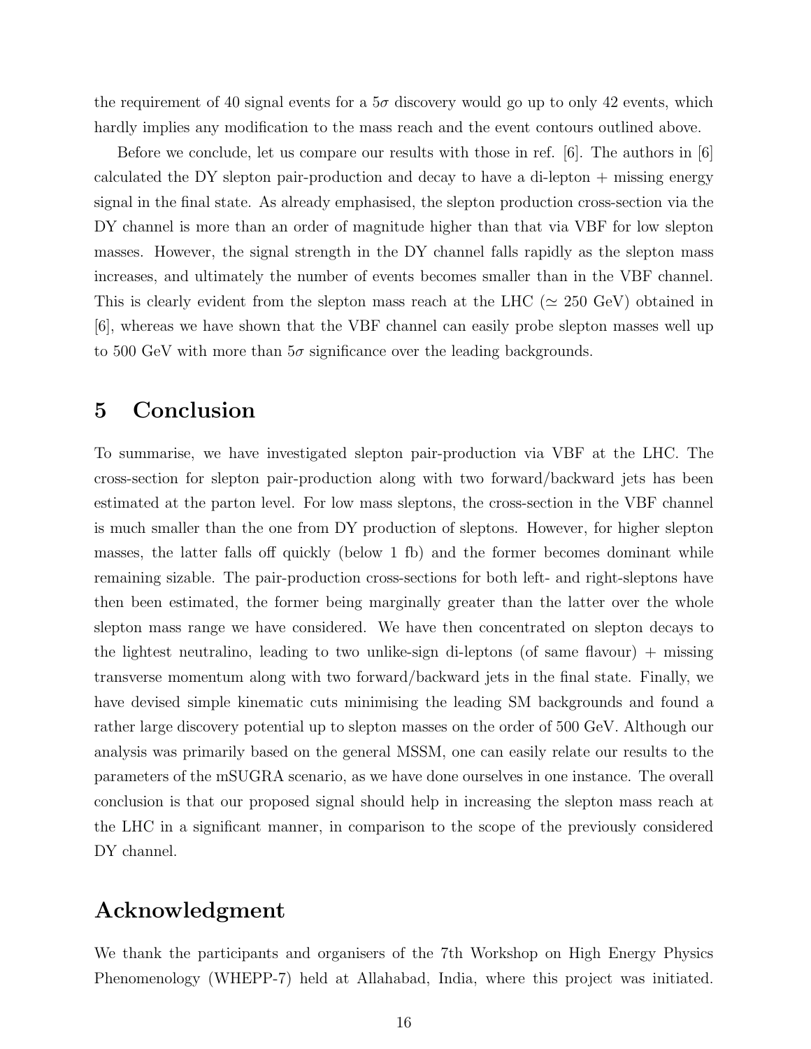the requirement of 40 signal events for a $5\sigma$ discovery would go up to only 42 events, which hardly implies any modification to the mass reach and the event contours outlined above.

Before we conclude, let us compare our results with those in ref. [6]. The authors in [6] calculated the DY slepton pair-production and decay to have a di-lepton + missing energy signal in the final state. As already emphasised, the slepton production cross-section via the DY channel is more than an order of magnitude higher than that via VBF for low slepton masses. However, the signal strength in the DY channel falls rapidly as the slepton mass increases, and ultimately the number of events becomes smaller than in the VBF channel. This is clearly evident from the slepton mass reach at the LHC ($\simeq 250$ GeV) obtained in [6], whereas we have shown that the VBF channel can easily probe slepton masses well up to 500 GeV with more than $5\sigma$ significance over the leading backgrounds.

# 5 Conclusion

To summarise, we have investigated slepton pair-production via VBF at the LHC. The cross-section for slepton pair-production along with two forward/backward jets has been estimated at the parton level. For low mass sleptons, the cross-section in the VBF channel is much smaller than the one from DY production of sleptons. However, for higher slepton masses, the latter falls off quickly (below 1 fb) and the former becomes dominant while remaining sizable. The pair-production cross-sections for both left- and right-sleptons have then been estimated, the former being marginally greater than the latter over the whole slepton mass range we have considered. We have then concentrated on slepton decays to the lightest neutralino, leading to two unlike-sign di-leptons (of same flavour) + missing transverse momentum along with two forward/backward jets in the final state. Finally, we have devised simple kinematic cuts minimising the leading SM backgrounds and found a rather large discovery potential up to slepton masses on the order of 500 GeV. Although our analysis was primarily based on the general MSSM, one can easily relate our results to the parameters of the mSUGRA scenario, as we have done ourselves in one instance. The overall conclusion is that our proposed signal should help in increasing the slepton mass reach at the LHC in a significant manner, in comparison to the scope of the previously considered DY channel.

# Acknowledgment

We thank the participants and organisers of the 7th Workshop on High Energy Physics Phenomenology (WHEPP-7) held at Allahabad, India, where this project was initiated.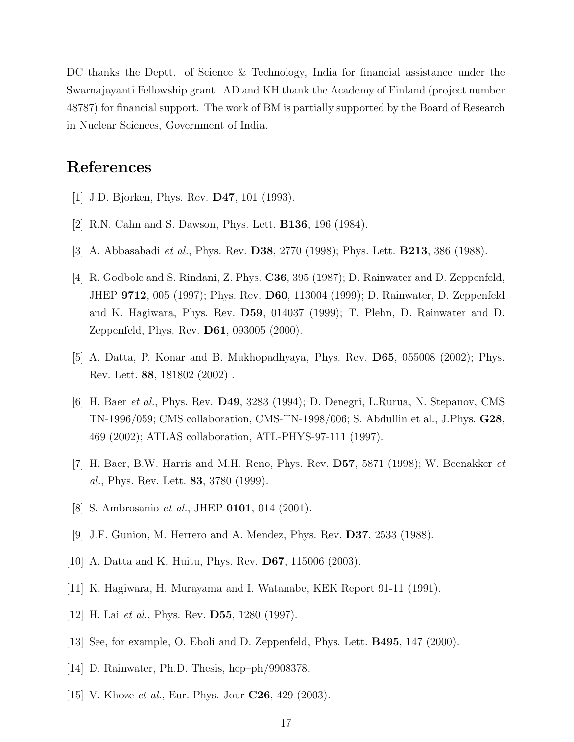DC thanks the Deptt. of Science & Technology, India for financial assistance under the Swarnajayanti Fellowship grant. AD and KH thank the Academy of Finland (project number 48787) for financial support. The work of BM is partially supported by the Board of Research in Nuclear Sciences, Government of India.

# References

[1] J.D. Bjorken, Phys. Rev. **D47**, 101 (1993).

[2] R.N. Cahn and S. Dawson, Phys. Lett. **B136**, 196 (1984).

[3] A. Abbasabadi *et al.*, Phys. Rev. **D38**, 2770 (1998); Phys. Lett. **B213**, 386 (1988).

[4] R. Godbole and S. Rindani, Z. Phys. **C36**, 395 (1987); D. Rainwater and D. Zeppenfeld, JHEP **9712**, 005 (1997); Phys. Rev. **D60**, 113004 (1999); D. Rainwater, D. Zeppenfeld and K. Hagiwara, Phys. Rev. **D59**, 014037 (1999); T. Plehn, D. Rainwater and D. Zeppenfeld, Phys. Rev. **D61**, 093005 (2000).

[5] A. Datta, P. Konar and B. Mukhopadhyaya, Phys. Rev. **D65**, 055008 (2002); Phys. Rev. Lett. **88**, 181802 (2002) .

[6] H. Baer *et al.*, Phys. Rev. **D49**, 3283 (1994); D. Denegri, L.Rurua, N. Stepanov, CMS TN-1996/059; CMS collaboration, CMS-TN-1998/006; S. Abdullin et al., J.Phys. **G28**, 469 (2002); ATLAS collaboration, ATL-PHYS-97-111 (1997).

[7] H. Baer, B.W. Harris and M.H. Reno, Phys. Rev. **D57**, 5871 (1998); W. Beenakker *et al.*, Phys. Rev. Lett. **83**, 3780 (1999).

[8] S. Ambrosanio *et al.*, JHEP **0101**, 014 (2001).

[9] J.F. Gunion, M. Herrero and A. Mendez, Phys. Rev. **D37**, 2533 (1988).

[10] A. Datta and K. Huitu, Phys. Rev. **D67**, 115006 (2003).

[11] K. Hagiwara, H. Murayama and I. Watanabe, KEK Report 91-11 (1991).

[12] H. Lai *et al.*, Phys. Rev. **D55**, 1280 (1997).

[13] See, for example, O. Eboli and D. Zeppenfeld, Phys. Lett. **B495**, 147 (2000).

[14] D. Rainwater, Ph.D. Thesis, hep–ph/9908378.

[15] V. Khoze *et al.*, Eur. Phys. Jour **C26**, 429 (2003).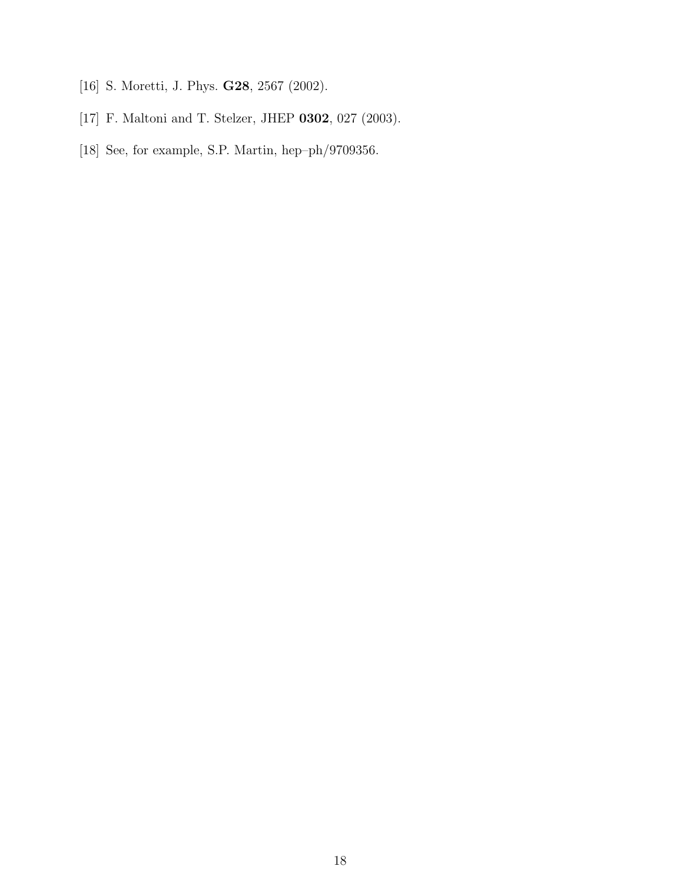[16] S. Moretti, J. Phys. **G28**, 2567 (2002).

[17] F. Maltoni and T. Stelzer, JHEP **0302**, 027 (2003).

[18] See, for example, S.P. Martin, hep–ph/9709356.